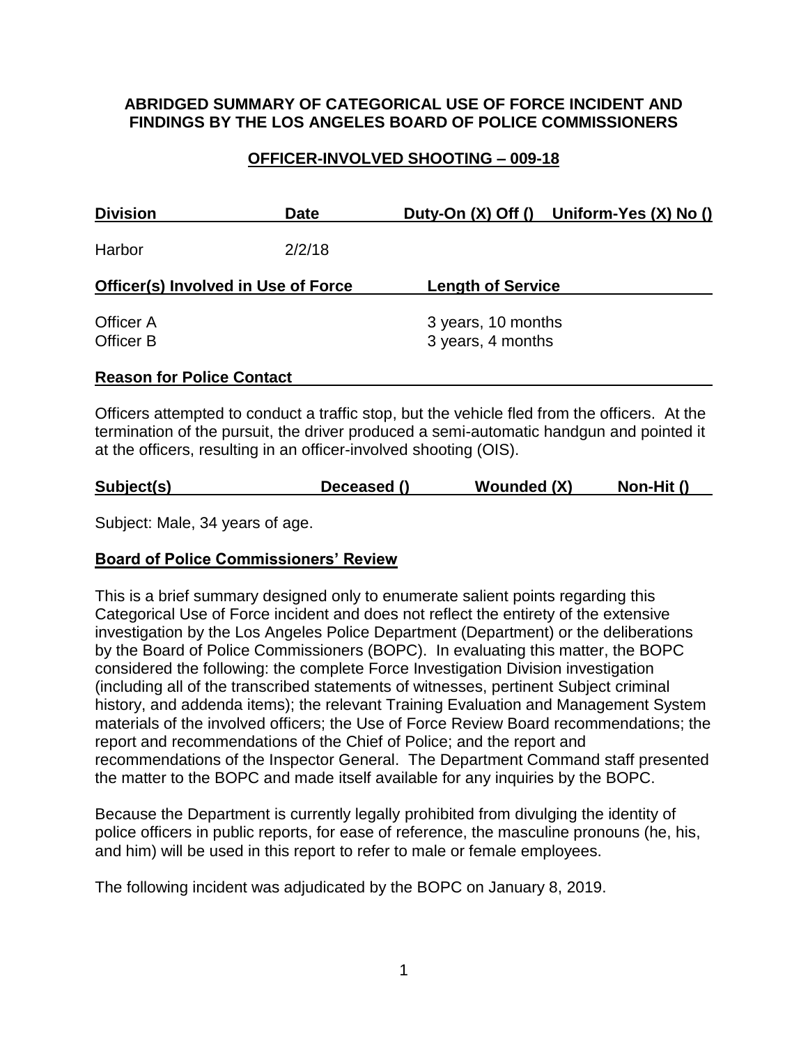**ABRIDGED SUMMARY OF CATEGORICAL USE OF FORCE INCIDENT AND FINDINGS BY THE LOS ANGELES BOARD OF POLICE COMMISSIONERS**

**OFFICER-INVOLVED SHOOTING – 009-18**

| Division | Date | Duty-On (X) Off () | Uniform-Yes (X) No () |
|---|---|---|---|
| Harbor | 2/2/18 | | |

| Officer(s) Involved in Use of Force | Length of Service |
|---|---|
| Officer A | 3 years, 10 months |
| Officer B | 3 years, 4 months |

**Reason for Police Contact**

Officers attempted to conduct a traffic stop, but the vehicle fled from the officers. At the termination of the pursuit, the driver produced a semi-automatic handgun and pointed it at the officers, resulting in an officer-involved shooting (OIS).

| Subject(s) | Deceased () | Wounded (X) | Non-Hit () |
|---|---|---|---|

Subject: Male, 34 years of age.

**Board of Police Commissioners' Review**

This is a brief summary designed only to enumerate salient points regarding this Categorical Use of Force incident and does not reflect the entirety of the extensive investigation by the Los Angeles Police Department (Department) or the deliberations by the Board of Police Commissioners (BOPC). In evaluating this matter, the BOPC considered the following: the complete Force Investigation Division investigation (including all of the transcribed statements of witnesses, pertinent Subject criminal history, and addenda items); the relevant Training Evaluation and Management System materials of the involved officers; the Use of Force Review Board recommendations; the report and recommendations of the Chief of Police; and the report and recommendations of the Inspector General. The Department Command staff presented the matter to the BOPC and made itself available for any inquiries by the BOPC.

Because the Department is currently legally prohibited from divulging the identity of police officers in public reports, for ease of reference, the masculine pronouns (he, his, and him) will be used in this report to refer to male or female employees.

The following incident was adjudicated by the BOPC on January 8, 2019.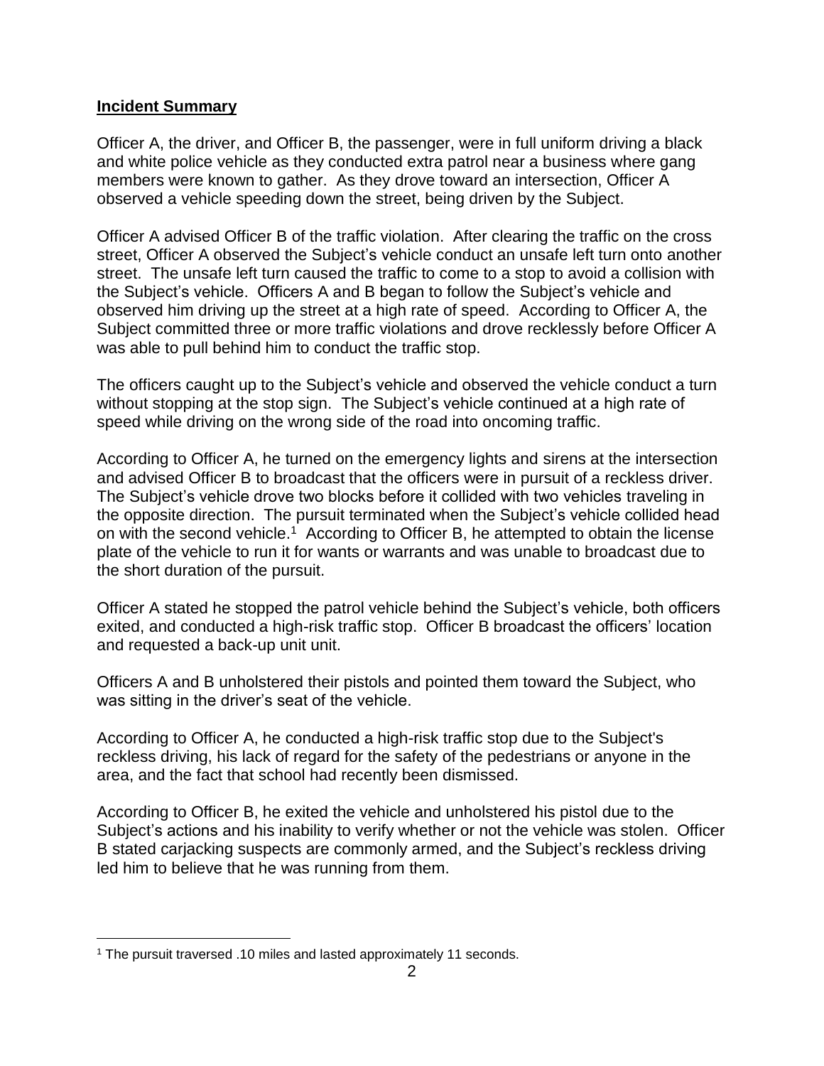**Incident Summary**

Officer A, the driver, and Officer B, the passenger, were in full uniform driving a black and white police vehicle as they conducted extra patrol near a business where gang members were known to gather. As they drove toward an intersection, Officer A observed a vehicle speeding down the street, being driven by the Subject.

Officer A advised Officer B of the traffic violation. After clearing the traffic on the cross street, Officer A observed the Subject's vehicle conduct an unsafe left turn onto another street. The unsafe left turn caused the traffic to come to a stop to avoid a collision with the Subject's vehicle. Officers A and B began to follow the Subject's vehicle and observed him driving up the street at a high rate of speed. According to Officer A, the Subject committed three or more traffic violations and drove recklessly before Officer A was able to pull behind him to conduct the traffic stop.

The officers caught up to the Subject's vehicle and observed the vehicle conduct a turn without stopping at the stop sign. The Subject's vehicle continued at a high rate of speed while driving on the wrong side of the road into oncoming traffic.

According to Officer A, he turned on the emergency lights and sirens at the intersection and advised Officer B to broadcast that the officers were in pursuit of a reckless driver. The Subject's vehicle drove two blocks before it collided with two vehicles traveling in the opposite direction. The pursuit terminated when the Subject's vehicle collided head on with the second vehicle.[1] According to Officer B, he attempted to obtain the license plate of the vehicle to run it for wants or warrants and was unable to broadcast due to the short duration of the pursuit.

Officer A stated he stopped the patrol vehicle behind the Subject's vehicle, both officers exited, and conducted a high-risk traffic stop. Officer B broadcast the officers' location and requested a back-up unit unit.

Officers A and B unholstered their pistols and pointed them toward the Subject, who was sitting in the driver's seat of the vehicle.

According to Officer A, he conducted a high-risk traffic stop due to the Subject's reckless driving, his lack of regard for the safety of the pedestrians or anyone in the area, and the fact that school had recently been dismissed.

According to Officer B, he exited the vehicle and unholstered his pistol due to the Subject's actions and his inability to verify whether or not the vehicle was stolen. Officer B stated carjacking suspects are commonly armed, and the Subject's reckless driving led him to believe that he was running from them.

[1] The pursuit traversed .10 miles and lasted approximately 11 seconds.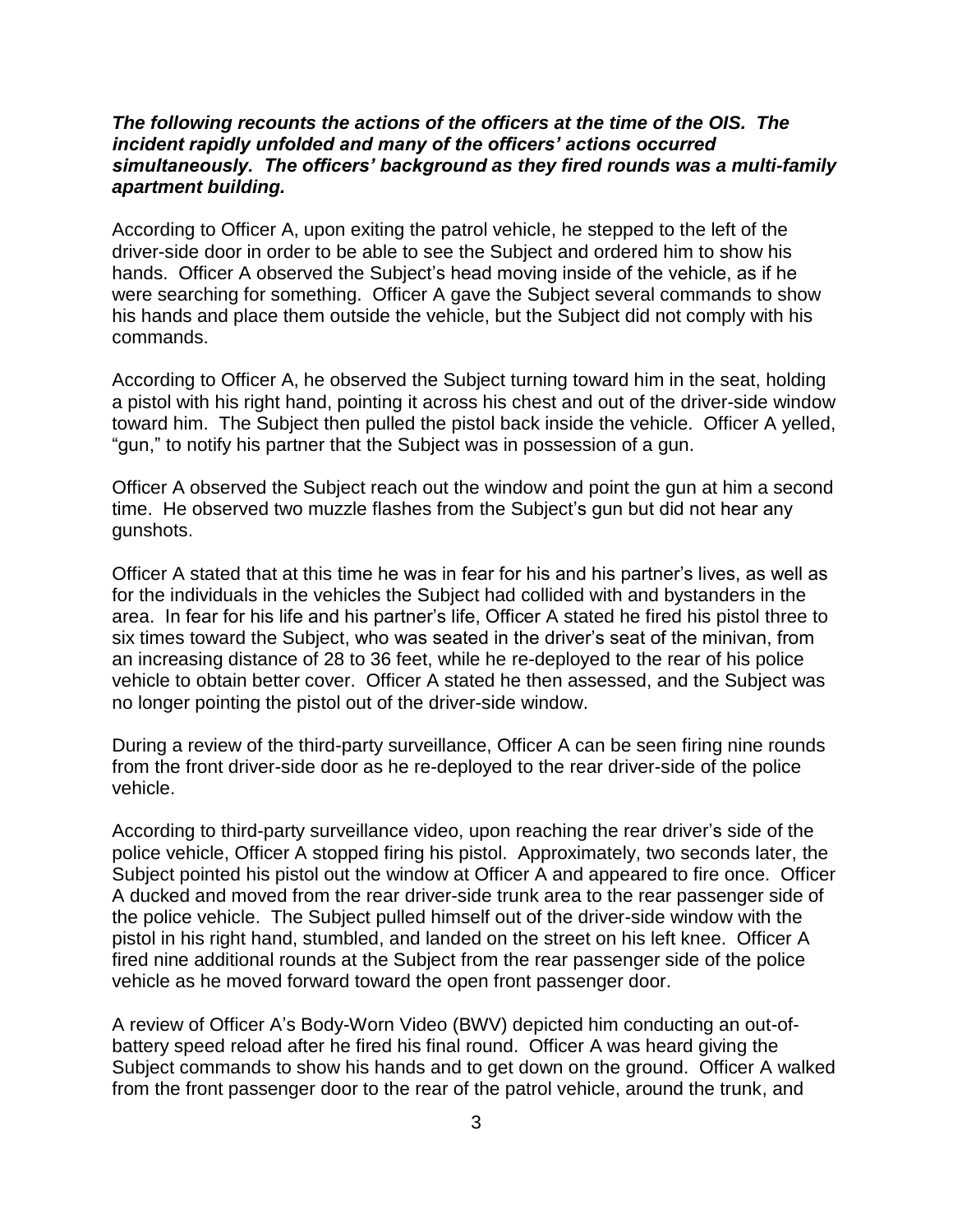***The following recounts the actions of the officers at the time of the OIS. The incident rapidly unfolded and many of the officers' actions occurred simultaneously. The officers' background as they fired rounds was a multi-family apartment building.***

According to Officer A, upon exiting the patrol vehicle, he stepped to the left of the driver-side door in order to be able to see the Subject and ordered him to show his hands. Officer A observed the Subject's head moving inside of the vehicle, as if he were searching for something. Officer A gave the Subject several commands to show his hands and place them outside the vehicle, but the Subject did not comply with his commands.

According to Officer A, he observed the Subject turning toward him in the seat, holding a pistol with his right hand, pointing it across his chest and out of the driver-side window toward him. The Subject then pulled the pistol back inside the vehicle. Officer A yelled, "gun," to notify his partner that the Subject was in possession of a gun.

Officer A observed the Subject reach out the window and point the gun at him a second time. He observed two muzzle flashes from the Subject's gun but did not hear any gunshots.

Officer A stated that at this time he was in fear for his and his partner's lives, as well as for the individuals in the vehicles the Subject had collided with and bystanders in the area. In fear for his life and his partner's life, Officer A stated he fired his pistol three to six times toward the Subject, who was seated in the driver's seat of the minivan, from an increasing distance of 28 to 36 feet, while he re-deployed to the rear of his police vehicle to obtain better cover. Officer A stated he then assessed, and the Subject was no longer pointing the pistol out of the driver-side window.

During a review of the third-party surveillance, Officer A can be seen firing nine rounds from the front driver-side door as he re-deployed to the rear driver-side of the police vehicle.

According to third-party surveillance video, upon reaching the rear driver's side of the police vehicle, Officer A stopped firing his pistol. Approximately, two seconds later, the Subject pointed his pistol out the window at Officer A and appeared to fire once. Officer A ducked and moved from the rear driver-side trunk area to the rear passenger side of the police vehicle. The Subject pulled himself out of the driver-side window with the pistol in his right hand, stumbled, and landed on the street on his left knee. Officer A fired nine additional rounds at the Subject from the rear passenger side of the police vehicle as he moved forward toward the open front passenger door.

A review of Officer A's Body-Worn Video (BWV) depicted him conducting an out-of-battery speed reload after he fired his final round. Officer A was heard giving the Subject commands to show his hands and to get down on the ground. Officer A walked from the front passenger door to the rear of the patrol vehicle, around the trunk, and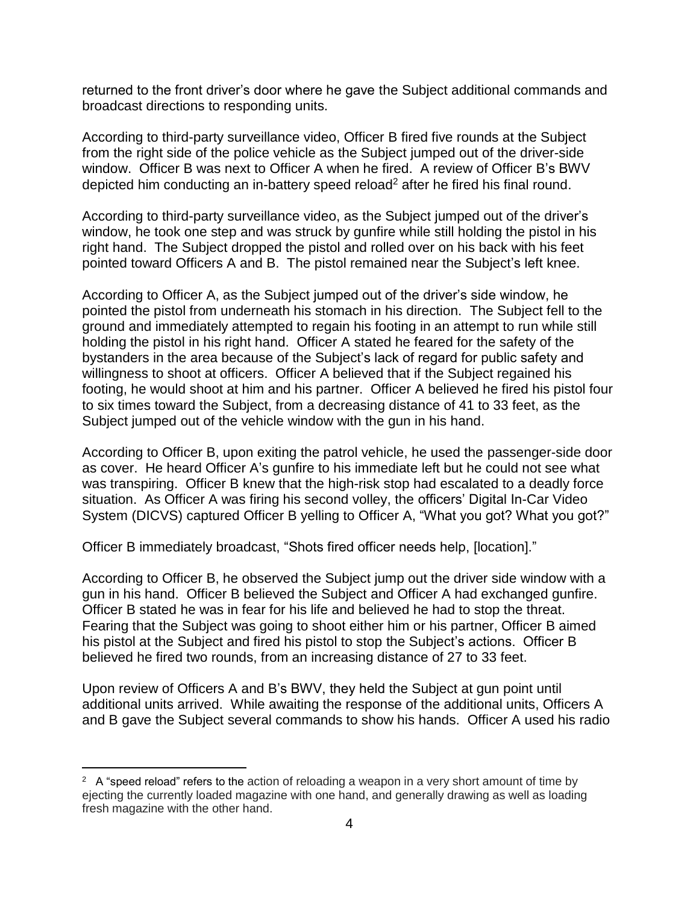returned to the front driver's door where he gave the Subject additional commands and broadcast directions to responding units.

According to third-party surveillance video, Officer B fired five rounds at the Subject from the right side of the police vehicle as the Subject jumped out of the driver-side window. Officer B was next to Officer A when he fired. A review of Officer B's BWV depicted him conducting an in-battery speed reload[2] after he fired his final round.

According to third-party surveillance video, as the Subject jumped out of the driver's window, he took one step and was struck by gunfire while still holding the pistol in his right hand. The Subject dropped the pistol and rolled over on his back with his feet pointed toward Officers A and B. The pistol remained near the Subject's left knee.

According to Officer A, as the Subject jumped out of the driver's side window, he pointed the pistol from underneath his stomach in his direction. The Subject fell to the ground and immediately attempted to regain his footing in an attempt to run while still holding the pistol in his right hand. Officer A stated he feared for the safety of the bystanders in the area because of the Subject's lack of regard for public safety and willingness to shoot at officers. Officer A believed that if the Subject regained his footing, he would shoot at him and his partner. Officer A believed he fired his pistol four to six times toward the Subject, from a decreasing distance of 41 to 33 feet, as the Subject jumped out of the vehicle window with the gun in his hand.

According to Officer B, upon exiting the patrol vehicle, he used the passenger-side door as cover. He heard Officer A's gunfire to his immediate left but he could not see what was transpiring. Officer B knew that the high-risk stop had escalated to a deadly force situation. As Officer A was firing his second volley, the officers' Digital In-Car Video System (DICVS) captured Officer B yelling to Officer A, "What you got? What you got?"

Officer B immediately broadcast, "Shots fired officer needs help, [location]."

According to Officer B, he observed the Subject jump out the driver side window with a gun in his hand. Officer B believed the Subject and Officer A had exchanged gunfire. Officer B stated he was in fear for his life and believed he had to stop the threat. Fearing that the Subject was going to shoot either him or his partner, Officer B aimed his pistol at the Subject and fired his pistol to stop the Subject's actions. Officer B believed he fired two rounds, from an increasing distance of 27 to 33 feet.

Upon review of Officers A and B's BWV, they held the Subject at gun point until additional units arrived. While awaiting the response of the additional units, Officers A and B gave the Subject several commands to show his hands. Officer A used his radio

---

[2] A "speed reload" refers to the action of reloading a weapon in a very short amount of time by ejecting the currently loaded magazine with one hand, and generally drawing as well as loading fresh magazine with the other hand.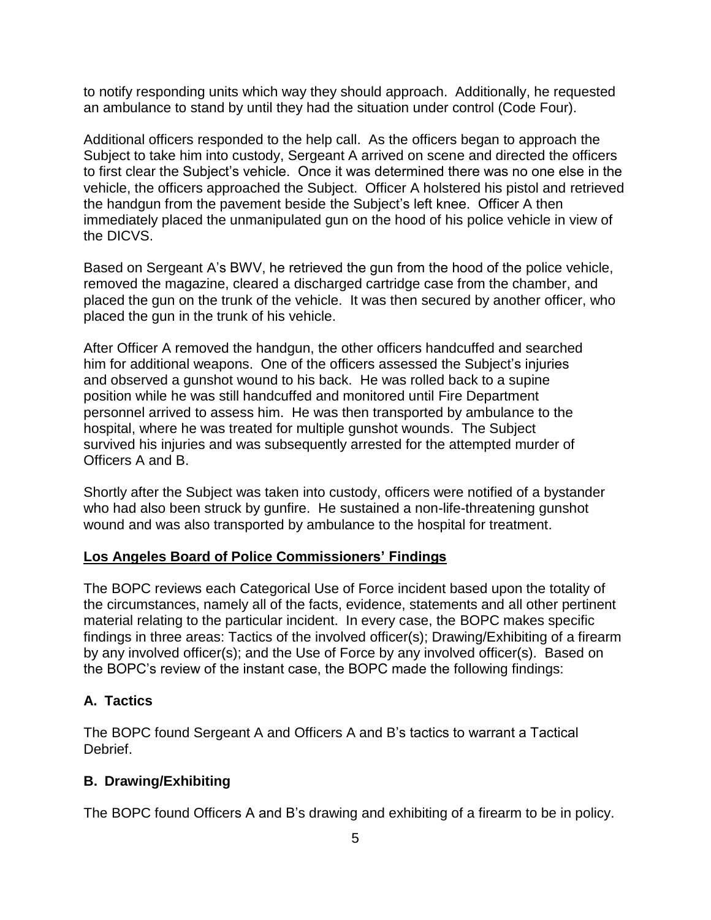to notify responding units which way they should approach. Additionally, he requested an ambulance to stand by until they had the situation under control (Code Four).

Additional officers responded to the help call. As the officers began to approach the Subject to take him into custody, Sergeant A arrived on scene and directed the officers to first clear the Subject's vehicle. Once it was determined there was no one else in the vehicle, the officers approached the Subject. Officer A holstered his pistol and retrieved the handgun from the pavement beside the Subject's left knee. Officer A then immediately placed the unmanipulated gun on the hood of his police vehicle in view of the DICVS.

Based on Sergeant A's BWV, he retrieved the gun from the hood of the police vehicle, removed the magazine, cleared a discharged cartridge case from the chamber, and placed the gun on the trunk of the vehicle. It was then secured by another officer, who placed the gun in the trunk of his vehicle.

After Officer A removed the handgun, the other officers handcuffed and searched him for additional weapons. One of the officers assessed the Subject's injuries and observed a gunshot wound to his back. He was rolled back to a supine position while he was still handcuffed and monitored until Fire Department personnel arrived to assess him. He was then transported by ambulance to the hospital, where he was treated for multiple gunshot wounds. The Subject survived his injuries and was subsequently arrested for the attempted murder of Officers A and B.

Shortly after the Subject was taken into custody, officers were notified of a bystander who had also been struck by gunfire. He sustained a non-life-threatening gunshot wound and was also transported by ambulance to the hospital for treatment.

## Los Angeles Board of Police Commissioners' Findings

The BOPC reviews each Categorical Use of Force incident based upon the totality of the circumstances, namely all of the facts, evidence, statements and all other pertinent material relating to the particular incident. In every case, the BOPC makes specific findings in three areas: Tactics of the involved officer(s); Drawing/Exhibiting of a firearm by any involved officer(s); and the Use of Force by any involved officer(s). Based on the BOPC's review of the instant case, the BOPC made the following findings:

### A. Tactics

The BOPC found Sergeant A and Officers A and B's tactics to warrant a Tactical Debrief.

### B. Drawing/Exhibiting

The BOPC found Officers A and B's drawing and exhibiting of a firearm to be in policy.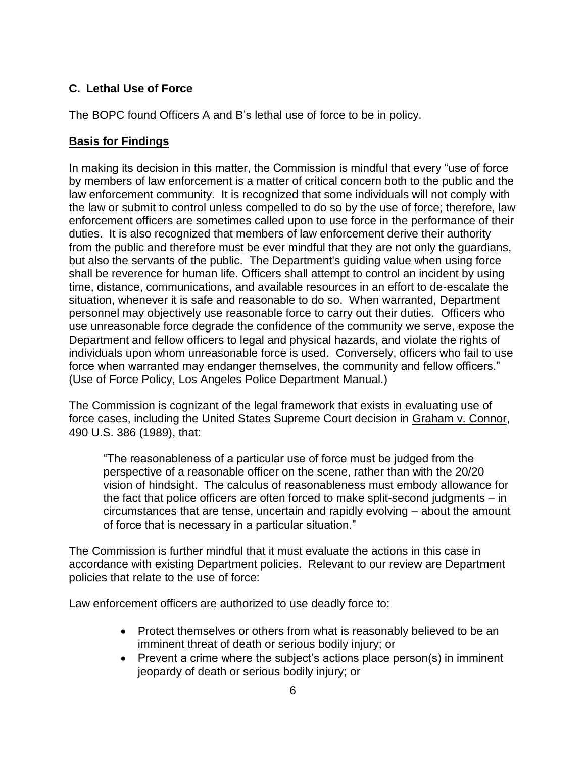### C. Lethal Use of Force

The BOPC found Officers A and B's lethal use of force to be in policy.

**Basis for Findings**

In making its decision in this matter, the Commission is mindful that every "use of force by members of law enforcement is a matter of critical concern both to the public and the law enforcement community. It is recognized that some individuals will not comply with the law or submit to control unless compelled to do so by the use of force; therefore, law enforcement officers are sometimes called upon to use force in the performance of their duties. It is also recognized that members of law enforcement derive their authority from the public and therefore must be ever mindful that they are not only the guardians, but also the servants of the public. The Department's guiding value when using force shall be reverence for human life. Officers shall attempt to control an incident by using time, distance, communications, and available resources in an effort to de-escalate the situation, whenever it is safe and reasonable to do so. When warranted, Department personnel may objectively use reasonable force to carry out their duties. Officers who use unreasonable force degrade the confidence of the community we serve, expose the Department and fellow officers to legal and physical hazards, and violate the rights of individuals upon whom unreasonable force is used. Conversely, officers who fail to use force when warranted may endanger themselves, the community and fellow officers." (Use of Force Policy, Los Angeles Police Department Manual.)

The Commission is cognizant of the legal framework that exists in evaluating use of force cases, including the United States Supreme Court decision in Graham v. Connor, 490 U.S. 386 (1989), that:

> "The reasonableness of a particular use of force must be judged from the perspective of a reasonable officer on the scene, rather than with the 20/20 vision of hindsight. The calculus of reasonableness must embody allowance for the fact that police officers are often forced to make split-second judgments – in circumstances that are tense, uncertain and rapidly evolving – about the amount of force that is necessary in a particular situation."

The Commission is further mindful that it must evaluate the actions in this case in accordance with existing Department policies. Relevant to our review are Department policies that relate to the use of force:

Law enforcement officers are authorized to use deadly force to:

- Protect themselves or others from what is reasonably believed to be an imminent threat of death or serious bodily injury; or
- Prevent a crime where the subject's actions place person(s) in imminent jeopardy of death or serious bodily injury; or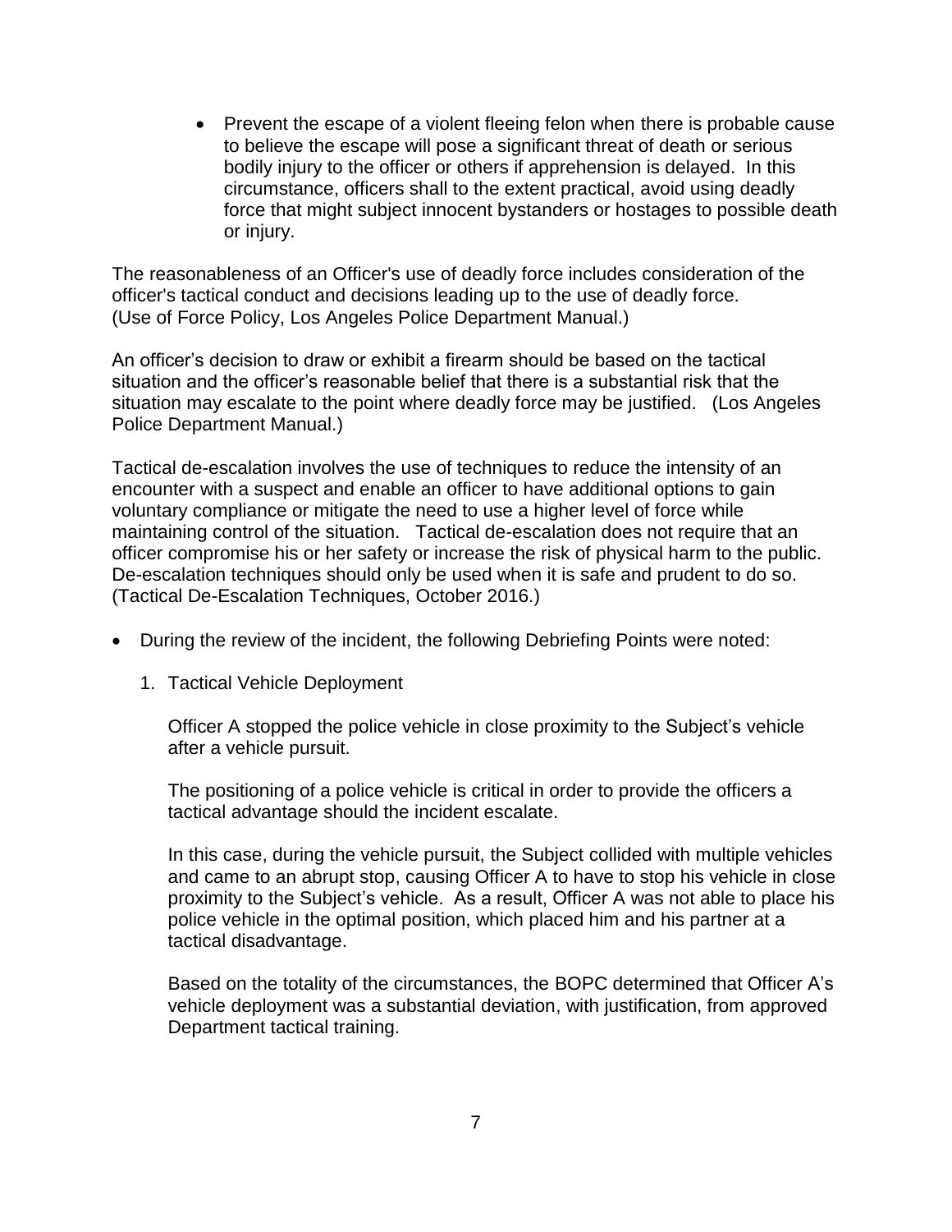- Prevent the escape of a violent fleeing felon when there is probable cause to believe the escape will pose a significant threat of death or serious bodily injury to the officer or others if apprehension is delayed. In this circumstance, officers shall to the extent practical, avoid using deadly force that might subject innocent bystanders or hostages to possible death or injury.

The reasonableness of an Officer's use of deadly force includes consideration of the officer's tactical conduct and decisions leading up to the use of deadly force. (Use of Force Policy, Los Angeles Police Department Manual.)

An officer's decision to draw or exhibit a firearm should be based on the tactical situation and the officer's reasonable belief that there is a substantial risk that the situation may escalate to the point where deadly force may be justified. (Los Angeles Police Department Manual.)

Tactical de-escalation involves the use of techniques to reduce the intensity of an encounter with a suspect and enable an officer to have additional options to gain voluntary compliance or mitigate the need to use a higher level of force while maintaining control of the situation. Tactical de-escalation does not require that an officer compromise his or her safety or increase the risk of physical harm to the public. De-escalation techniques should only be used when it is safe and prudent to do so. (Tactical De-Escalation Techniques, October 2016.)

- During the review of the incident, the following Debriefing Points were noted:

  1. Tactical Vehicle Deployment

     Officer A stopped the police vehicle in close proximity to the Subject's vehicle after a vehicle pursuit.

     The positioning of a police vehicle is critical in order to provide the officers a tactical advantage should the incident escalate.

     In this case, during the vehicle pursuit, the Subject collided with multiple vehicles and came to an abrupt stop, causing Officer A to have to stop his vehicle in close proximity to the Subject's vehicle. As a result, Officer A was not able to place his police vehicle in the optimal position, which placed him and his partner at a tactical disadvantage.

     Based on the totality of the circumstances, the BOPC determined that Officer A's vehicle deployment was a substantial deviation, with justification, from approved Department tactical training.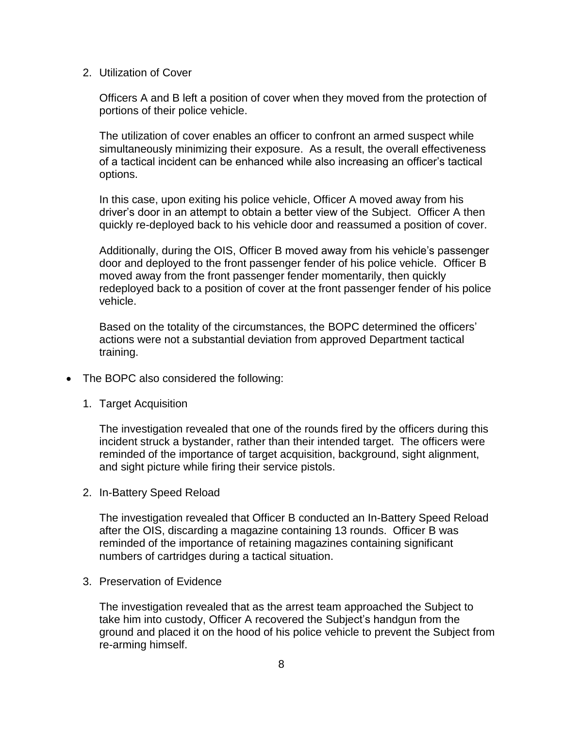2. Utilization of Cover

   Officers A and B left a position of cover when they moved from the protection of portions of their police vehicle.

   The utilization of cover enables an officer to confront an armed suspect while simultaneously minimizing their exposure. As a result, the overall effectiveness of a tactical incident can be enhanced while also increasing an officer's tactical options.

   In this case, upon exiting his police vehicle, Officer A moved away from his driver's door in an attempt to obtain a better view of the Subject. Officer A then quickly re-deployed back to his vehicle door and reassumed a position of cover.

   Additionally, during the OIS, Officer B moved away from his vehicle's passenger door and deployed to the front passenger fender of his police vehicle. Officer B moved away from the front passenger fender momentarily, then quickly redeployed back to a position of cover at the front passenger fender of his police vehicle.

   Based on the totality of the circumstances, the BOPC determined the officers' actions were not a substantial deviation from approved Department tactical training.

- The BOPC also considered the following:

  1. Target Acquisition

     The investigation revealed that one of the rounds fired by the officers during this incident struck a bystander, rather than their intended target. The officers were reminded of the importance of target acquisition, background, sight alignment, and sight picture while firing their service pistols.

  2. In-Battery Speed Reload

     The investigation revealed that Officer B conducted an In-Battery Speed Reload after the OIS, discarding a magazine containing 13 rounds. Officer B was reminded of the importance of retaining magazines containing significant numbers of cartridges during a tactical situation.

  3. Preservation of Evidence

     The investigation revealed that as the arrest team approached the Subject to take him into custody, Officer A recovered the Subject's handgun from the ground and placed it on the hood of his police vehicle to prevent the Subject from re-arming himself.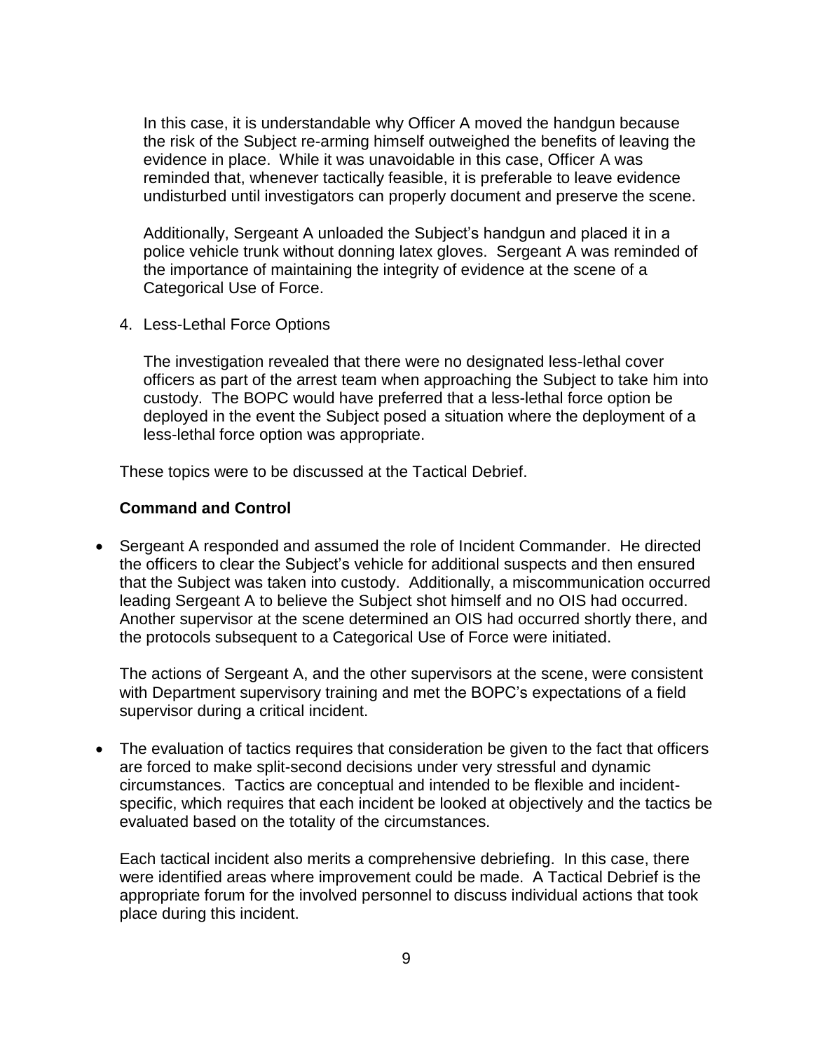In this case, it is understandable why Officer A moved the handgun because the risk of the Subject re-arming himself outweighed the benefits of leaving the evidence in place. While it was unavoidable in this case, Officer A was reminded that, whenever tactically feasible, it is preferable to leave evidence undisturbed until investigators can properly document and preserve the scene.

Additionally, Sergeant A unloaded the Subject's handgun and placed it in a police vehicle trunk without donning latex gloves. Sergeant A was reminded of the importance of maintaining the integrity of evidence at the scene of a Categorical Use of Force.

4. Less-Lethal Force Options

   The investigation revealed that there were no designated less-lethal cover officers as part of the arrest team when approaching the Subject to take him into custody. The BOPC would have preferred that a less-lethal force option be deployed in the event the Subject posed a situation where the deployment of a less-lethal force option was appropriate.

These topics were to be discussed at the Tactical Debrief.

**Command and Control**

- Sergeant A responded and assumed the role of Incident Commander. He directed the officers to clear the Subject's vehicle for additional suspects and then ensured that the Subject was taken into custody. Additionally, a miscommunication occurred leading Sergeant A to believe the Subject shot himself and no OIS had occurred. Another supervisor at the scene determined an OIS had occurred shortly there, and the protocols subsequent to a Categorical Use of Force were initiated.

  The actions of Sergeant A, and the other supervisors at the scene, were consistent with Department supervisory training and met the BOPC's expectations of a field supervisor during a critical incident.

- The evaluation of tactics requires that consideration be given to the fact that officers are forced to make split-second decisions under very stressful and dynamic circumstances. Tactics are conceptual and intended to be flexible and incident-specific, which requires that each incident be looked at objectively and the tactics be evaluated based on the totality of the circumstances.

  Each tactical incident also merits a comprehensive debriefing. In this case, there were identified areas where improvement could be made. A Tactical Debrief is the appropriate forum for the involved personnel to discuss individual actions that took place during this incident.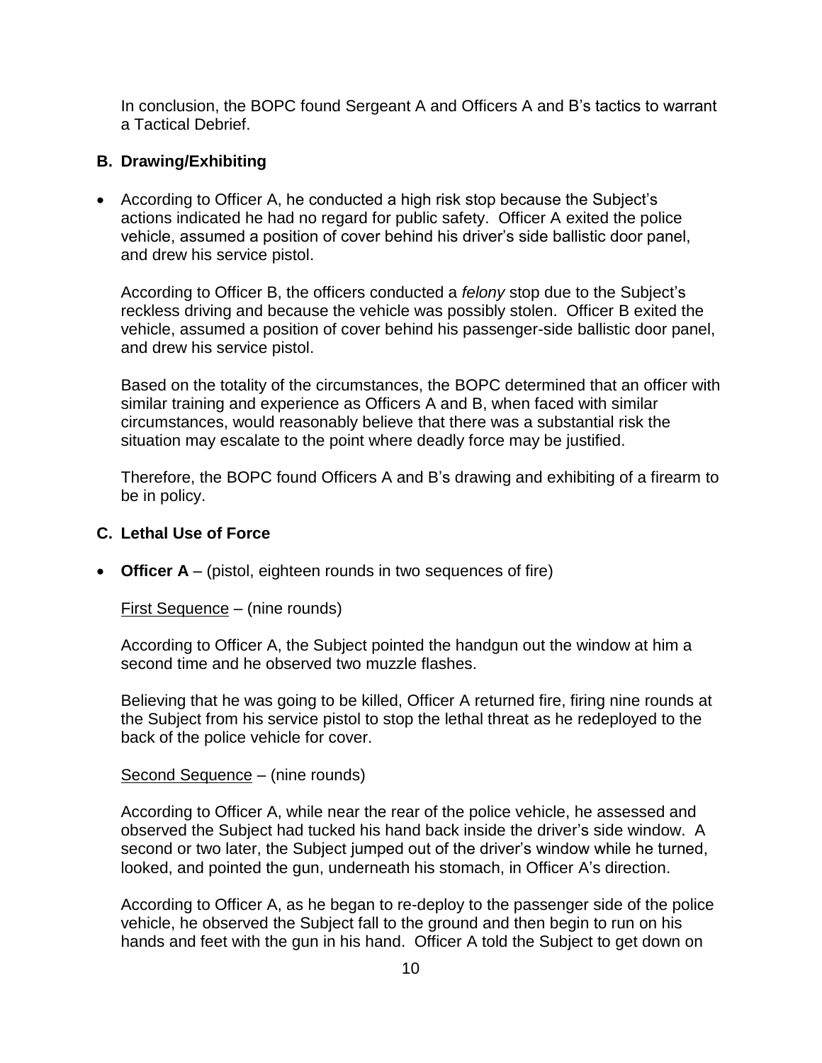In conclusion, the BOPC found Sergeant A and Officers A and B's tactics to warrant a Tactical Debrief.

### B. Drawing/Exhibiting

- According to Officer A, he conducted a high risk stop because the Subject's actions indicated he had no regard for public safety. Officer A exited the police vehicle, assumed a position of cover behind his driver's side ballistic door panel, and drew his service pistol.

  According to Officer B, the officers conducted a *felony* stop due to the Subject's reckless driving and because the vehicle was possibly stolen. Officer B exited the vehicle, assumed a position of cover behind his passenger-side ballistic door panel, and drew his service pistol.

  Based on the totality of the circumstances, the BOPC determined that an officer with similar training and experience as Officers A and B, when faced with similar circumstances, would reasonably believe that there was a substantial risk the situation may escalate to the point where deadly force may be justified.

  Therefore, the BOPC found Officers A and B's drawing and exhibiting of a firearm to be in policy.

### C. Lethal Use of Force

- **Officer A** – (pistol, eighteen rounds in two sequences of fire)

  First Sequence – (nine rounds)

  According to Officer A, the Subject pointed the handgun out the window at him a second time and he observed two muzzle flashes.

  Believing that he was going to be killed, Officer A returned fire, firing nine rounds at the Subject from his service pistol to stop the lethal threat as he redeployed to the back of the police vehicle for cover.

  Second Sequence – (nine rounds)

  According to Officer A, while near the rear of the police vehicle, he assessed and observed the Subject had tucked his hand back inside the driver's side window. A second or two later, the Subject jumped out of the driver's window while he turned, looked, and pointed the gun, underneath his stomach, in Officer A's direction.

  According to Officer A, as he began to re-deploy to the passenger side of the police vehicle, he observed the Subject fall to the ground and then begin to run on his hands and feet with the gun in his hand. Officer A told the Subject to get down on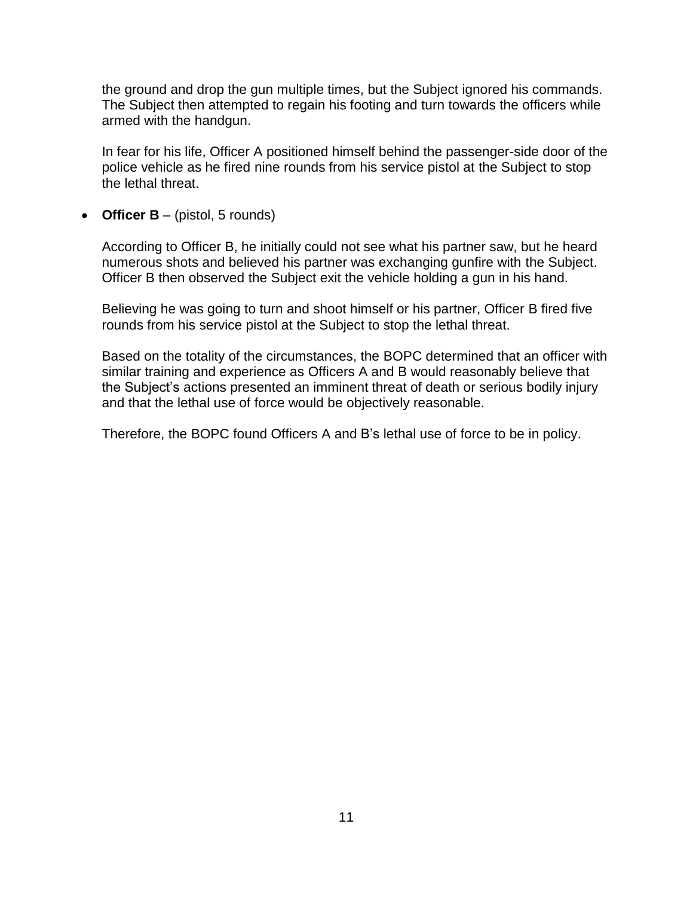the ground and drop the gun multiple times, but the Subject ignored his commands. The Subject then attempted to regain his footing and turn towards the officers while armed with the handgun.

In fear for his life, Officer A positioned himself behind the passenger-side door of the police vehicle as he fired nine rounds from his service pistol at the Subject to stop the lethal threat.

- **Officer B** – (pistol, 5 rounds)

  According to Officer B, he initially could not see what his partner saw, but he heard numerous shots and believed his partner was exchanging gunfire with the Subject. Officer B then observed the Subject exit the vehicle holding a gun in his hand.

  Believing he was going to turn and shoot himself or his partner, Officer B fired five rounds from his service pistol at the Subject to stop the lethal threat.

  Based on the totality of the circumstances, the BOPC determined that an officer with similar training and experience as Officers A and B would reasonably believe that the Subject's actions presented an imminent threat of death or serious bodily injury and that the lethal use of force would be objectively reasonable.

  Therefore, the BOPC found Officers A and B's lethal use of force to be in policy.